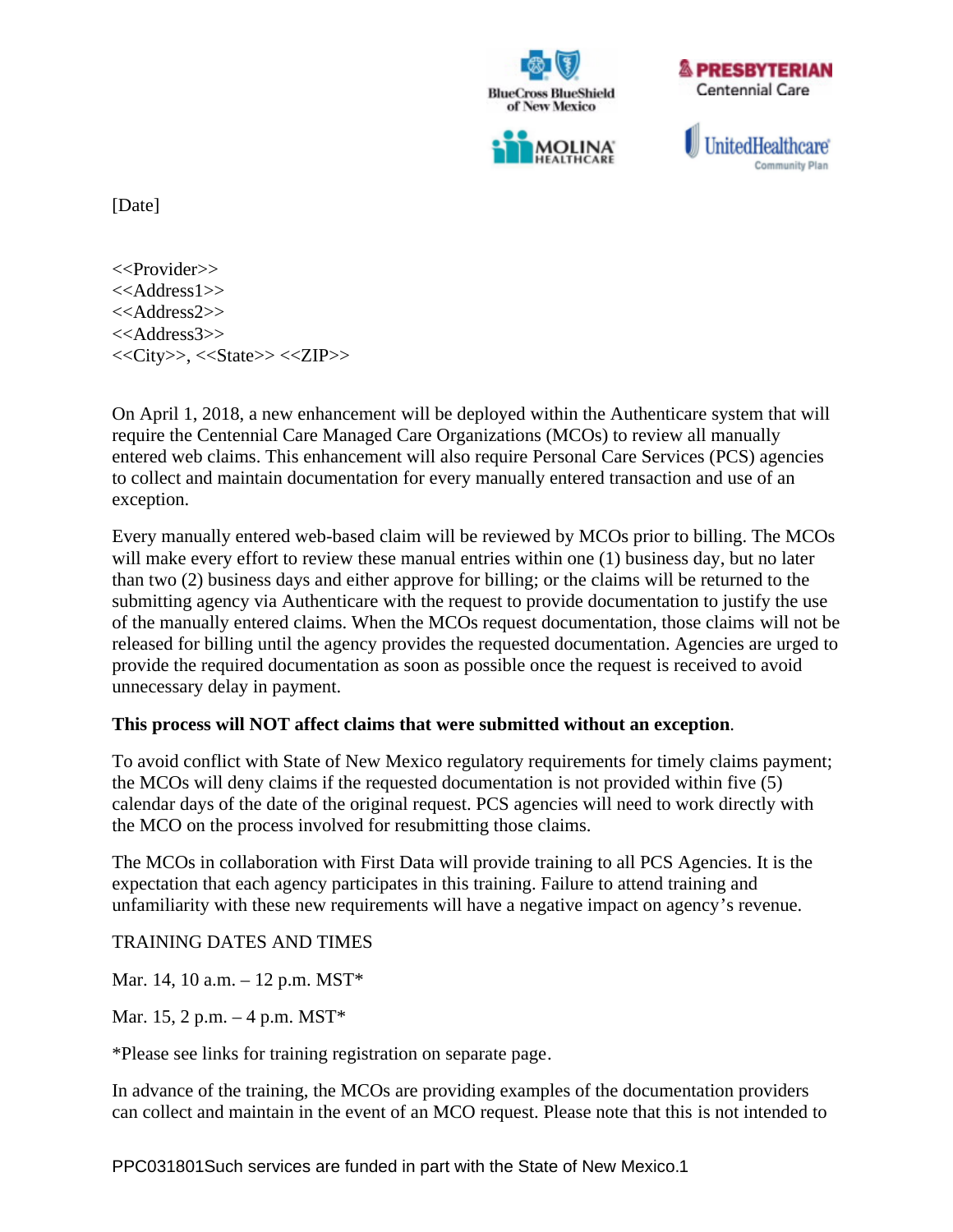[Date]

<<Provider>>
<<Address1>>
<<Address2>>
<<Address3>>
<<City>>, <<State>> <<ZIP>>

On April 1, 2018, a new enhancement will be deployed within the Authenticare system that will require the Centennial Care Managed Care Organizations (MCOs) to review all manually entered web claims. This enhancement will also require Personal Care Services (PCS) agencies to collect and maintain documentation for every manually entered transaction and use of an exception.

Every manually entered web-based claim will be reviewed by MCOs prior to billing. The MCOs will make every effort to review these manual entries within one (1) business day, but no later than two (2) business days and either approve for billing; or the claims will be returned to the submitting agency via Authenticare with the request to provide documentation to justify the use of the manually entered claims. When the MCOs request documentation, those claims will not be released for billing until the agency provides the requested documentation. Agencies are urged to provide the required documentation as soon as possible once the request is received to avoid unnecessary delay in payment.

**This process will NOT affect claims that were submitted without an exception**.

To avoid conflict with State of New Mexico regulatory requirements for timely claims payment; the MCOs will deny claims if the requested documentation is not provided within five (5) calendar days of the date of the original request. PCS agencies will need to work directly with the MCO on the process involved for resubmitting those claims.

The MCOs in collaboration with First Data will provide training to all PCS Agencies. It is the expectation that each agency participates in this training. Failure to attend training and unfamiliarity with these new requirements will have a negative impact on agency's revenue.

TRAINING DATES AND TIMES

Mar. 14, 10 a.m. – 12 p.m. MST*

Mar. 15, 2 p.m. – 4 p.m. MST*

*Please see links for training registration on separate page.

In advance of the training, the MCOs are providing examples of the documentation providers can collect and maintain in the event of an MCO request. Please note that this is not intended to

PPC031801Such services are funded in part with the State of New Mexico.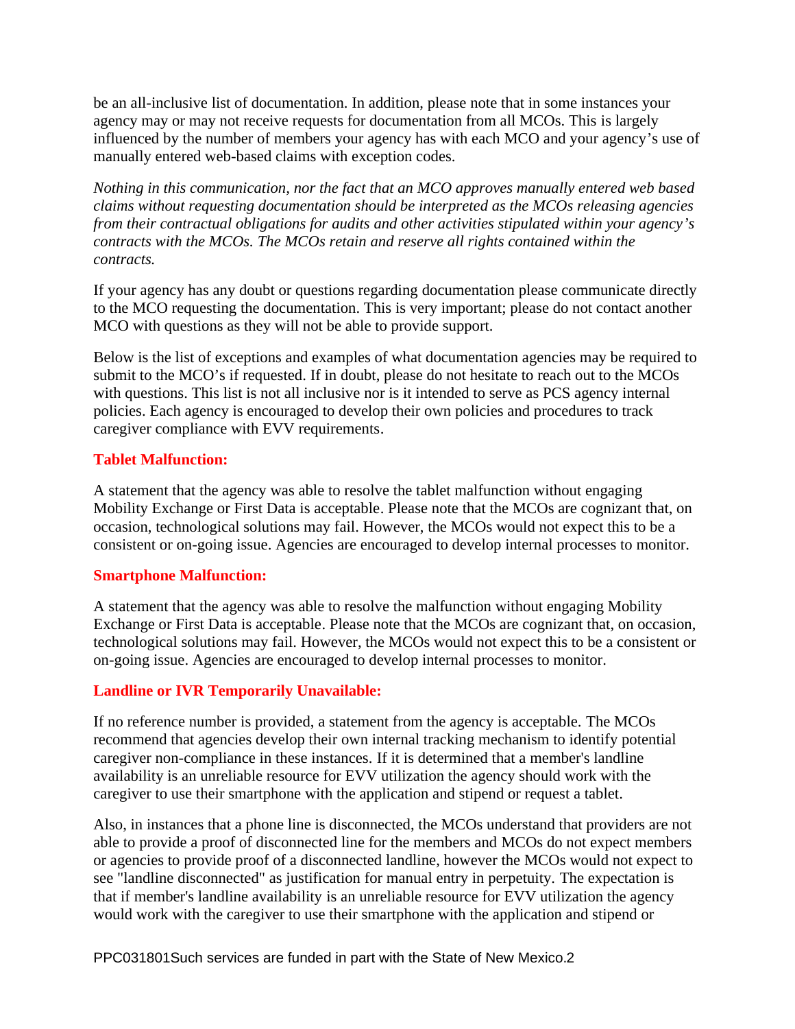be an all-inclusive list of documentation. In addition, please note that in some instances your agency may or may not receive requests for documentation from all MCOs. This is largely influenced by the number of members your agency has with each MCO and your agency's use of manually entered web-based claims with exception codes.

*Nothing in this communication, nor the fact that an MCO approves manually entered web based claims without requesting documentation should be interpreted as the MCOs releasing agencies from their contractual obligations for audits and other activities stipulated within your agency's contracts with the MCOs. The MCOs retain and reserve all rights contained within the contracts.*

If your agency has any doubt or questions regarding documentation please communicate directly to the MCO requesting the documentation. This is very important; please do not contact another MCO with questions as they will not be able to provide support.

Below is the list of exceptions and examples of what documentation agencies may be required to submit to the MCO's if requested. If in doubt, please do not hesitate to reach out to the MCOs with questions. This list is not all inclusive nor is it intended to serve as PCS agency internal policies. Each agency is encouraged to develop their own policies and procedures to track caregiver compliance with EVV requirements.

**Tablet Malfunction:**

A statement that the agency was able to resolve the tablet malfunction without engaging Mobility Exchange or First Data is acceptable. Please note that the MCOs are cognizant that, on occasion, technological solutions may fail. However, the MCOs would not expect this to be a consistent or on-going issue. Agencies are encouraged to develop internal processes to monitor.

**Smartphone Malfunction:**

A statement that the agency was able to resolve the malfunction without engaging Mobility Exchange or First Data is acceptable. Please note that the MCOs are cognizant that, on occasion, technological solutions may fail. However, the MCOs would not expect this to be a consistent or on-going issue. Agencies are encouraged to develop internal processes to monitor.

**Landline or IVR Temporarily Unavailable:**

If no reference number is provided, a statement from the agency is acceptable. The MCOs recommend that agencies develop their own internal tracking mechanism to identify potential caregiver non-compliance in these instances. If it is determined that a member's landline availability is an unreliable resource for EVV utilization the agency should work with the caregiver to use their smartphone with the application and stipend or request a tablet.

Also, in instances that a phone line is disconnected, the MCOs understand that providers are not able to provide a proof of disconnected line for the members and MCOs do not expect members or agencies to provide proof of a disconnected landline, however the MCOs would not expect to see "landline disconnected" as justification for manual entry in perpetuity. The expectation is that if member's landline availability is an unreliable resource for EVV utilization the agency would work with the caregiver to use their smartphone with the application and stipend or

PPC031801Such services are funded in part with the State of New Mexico.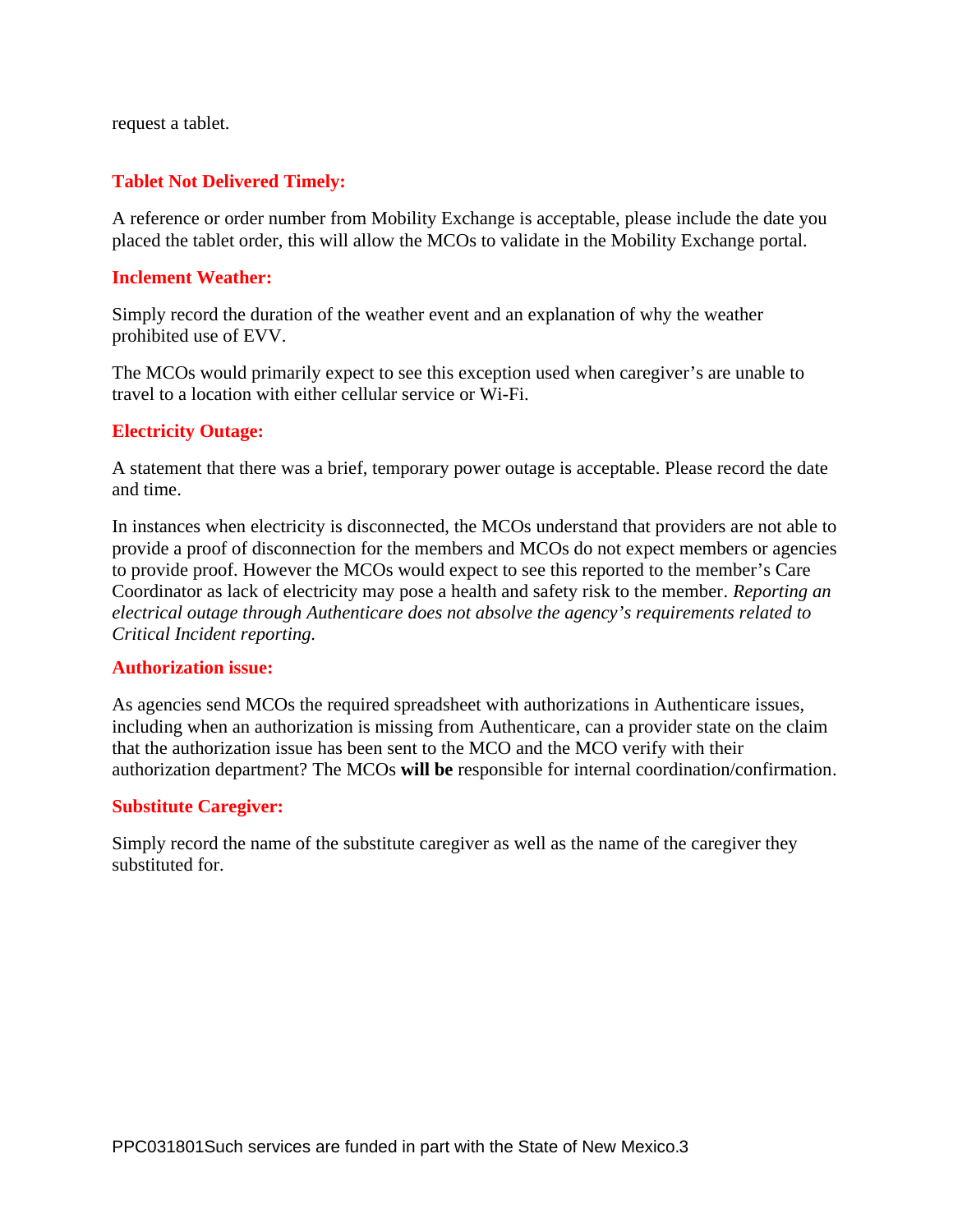request a tablet.

**Tablet Not Delivered Timely:**

A reference or order number from Mobility Exchange is acceptable, please include the date you placed the tablet order, this will allow the MCOs to validate in the Mobility Exchange portal.

**Inclement Weather:**

Simply record the duration of the weather event and an explanation of why the weather prohibited use of EVV.

The MCOs would primarily expect to see this exception used when caregiver's are unable to travel to a location with either cellular service or Wi-Fi.

**Electricity Outage:**

A statement that there was a brief, temporary power outage is acceptable. Please record the date and time.

In instances when electricity is disconnected, the MCOs understand that providers are not able to provide a proof of disconnection for the members and MCOs do not expect members or agencies to provide proof. However the MCOs would expect to see this reported to the member's Care Coordinator as lack of electricity may pose a health and safety risk to the member. *Reporting an electrical outage through Authenticare does not absolve the agency's requirements related to Critical Incident reporting.*

**Authorization issue:**

As agencies send MCOs the required spreadsheet with authorizations in Authenticare issues, including when an authorization is missing from Authenticare, can a provider state on the claim that the authorization issue has been sent to the MCO and the MCO verify with their authorization department? The MCOs **will be** responsible for internal coordination/confirmation.

**Substitute Caregiver:**

Simply record the name of the substitute caregiver as well as the name of the caregiver they substituted for.

PPC031801Such services are funded in part with the State of New Mexico.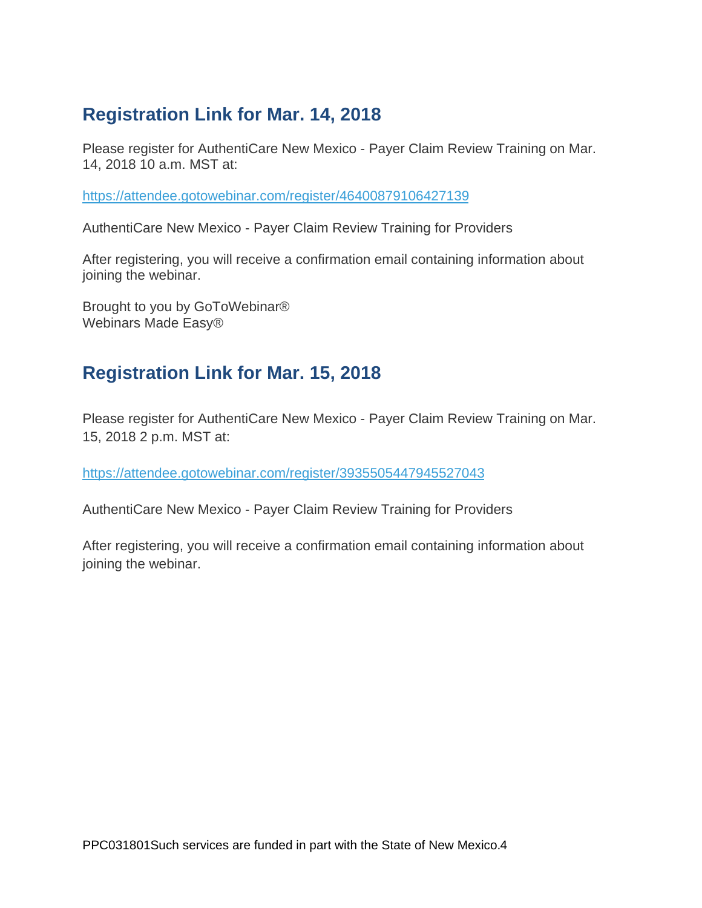## Registration Link for Mar. 14, 2018

Please register for AuthentiCare New Mexico - Payer Claim Review Training on Mar. 14, 2018 10 a.m. MST at:

https://attendee.gotowebinar.com/register/4640087910642713​9

AuthentiCare New Mexico - Payer Claim Review Training for Providers

After registering, you will receive a confirmation email containing information about joining the webinar.

Brought to you by GoToWebinar®
Webinars Made Easy®

## Registration Link for Mar. 15, 2018

Please register for AuthentiCare New Mexico - Payer Claim Review Training on Mar. 15, 2018 2 p.m. MST at:

https://attendee.gotowebinar.com/register/3935505447945527043

AuthentiCare New Mexico - Payer Claim Review Training for Providers

After registering, you will receive a confirmation email containing information about joining the webinar.

PPC031801Such services are funded in part with the State of New Mexico.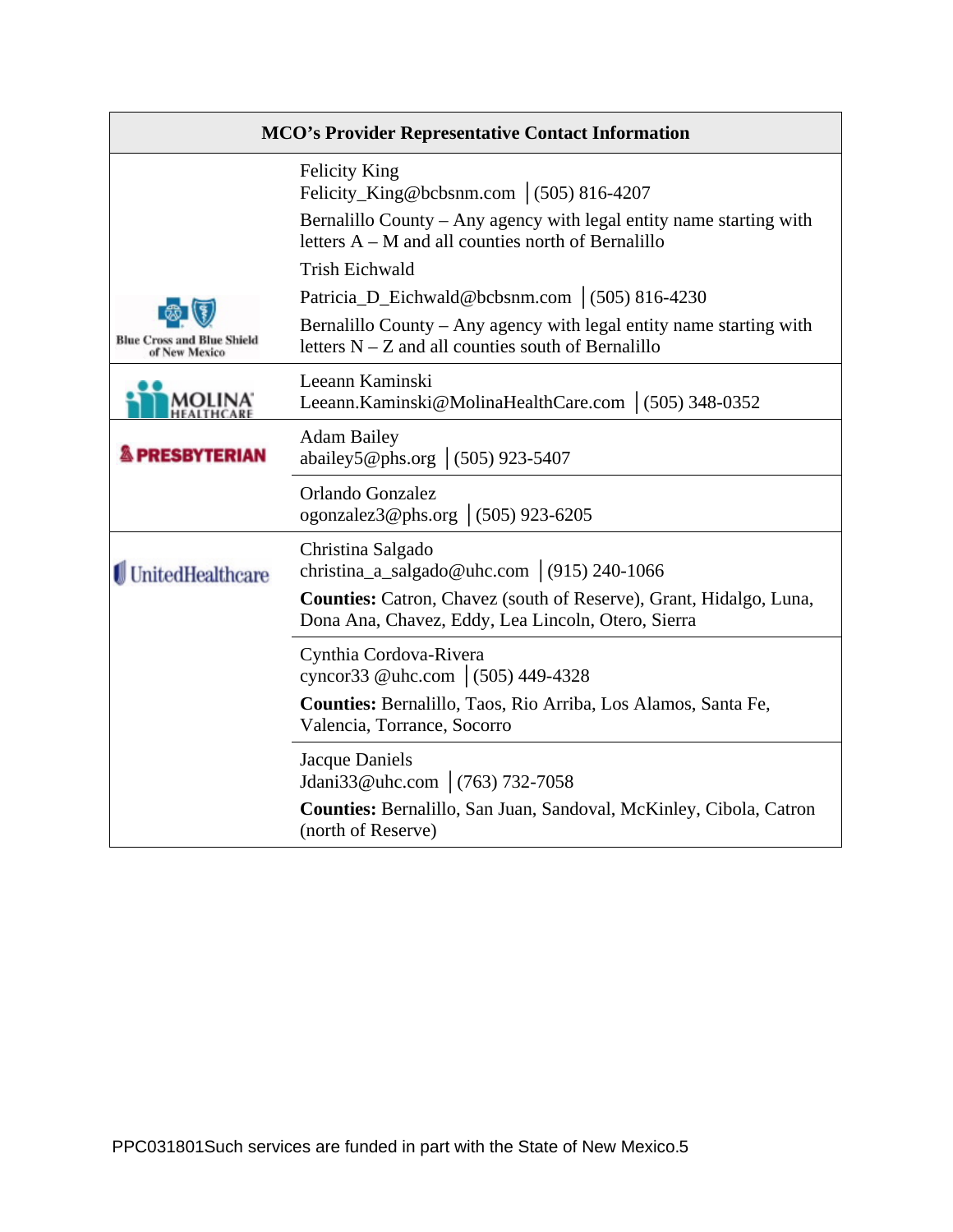| MCO's Provider Representative Contact Information | |
|---|---|
| Blue Cross and Blue Shield of New Mexico | Felicity King<br>Felicity_King@bcbsnm.com │(505) 816-4207<br>Bernalillo County – Any agency with legal entity name starting with letters A – M and all counties north of Bernalillo<br>Trish Eichwald<br>Patricia_D_Eichwald@bcbsnm.com │(505) 816-4230<br>Bernalillo County – Any agency with legal entity name starting with letters N – Z and all counties south of Bernalillo |
| MOLINA HEALTHCARE | Leeann Kaminski<br>Leeann.Kaminski@MolinaHealthCare.com │(505) 348-0352 |
| PRESBYTERIAN | Adam Bailey<br>abailey5@phs.org │(505) 923-5407 |
| | Orlando Gonzalez<br>ogonzalez3@phs.org │(505) 923-6205 |
| UnitedHealthcare | Christina Salgado<br>christina_a_salgado@uhc.com │(915) 240-1066<br>**Counties:** Catron, Chavez (south of Reserve), Grant, Hidalgo, Luna, Dona Ana, Chavez, Eddy, Lea Lincoln, Otero, Sierra |
| | Cynthia Cordova-Rivera<br>cyncor33 @uhc.com │(505) 449-4328<br>**Counties:** Bernalillo, Taos, Rio Arriba, Los Alamos, Santa Fe, Valencia, Torrance, Socorro |
| | Jacque Daniels<br>Jdani33@uhc.com │(763) 732-7058<br>**Counties:** Bernalillo, San Juan, Sandoval, McKinley, Cibola, Catron (north of Reserve) |

PPC031801Such services are funded in part with the State of New Mexico.